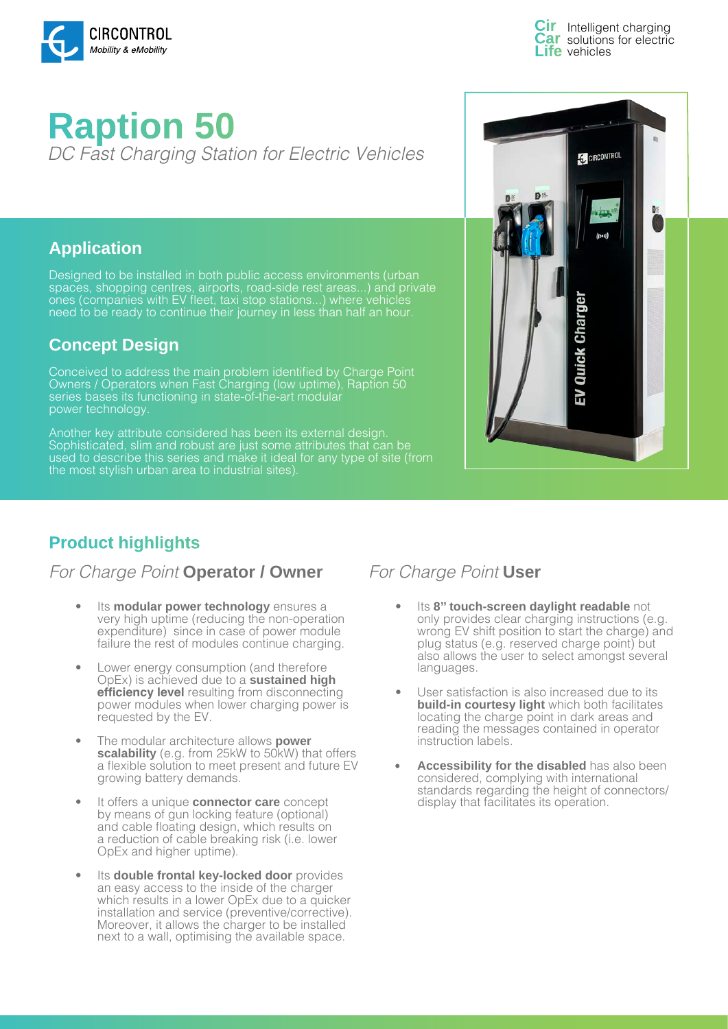# Raption 50

*DC Fast Charging Station for Electric Vehicles*

## Application

Designed to be installed in both public access environments (urban spaces, shopping centres, airports, road-side rest areas...) and private ones (companies with EV fleet, taxi stop stations...) where vehicles need to be ready to continue their journey in less than half an hour.

## Concept Design

Conceived to address the main problem identified by Charge Point Owners / Operators when Fast Charging (low uptime), Raption 50 series bases its functioning in state-of-the-art modular power technology.

Another key attribute considered has been its external design. Sophisticated, slim and robust are just some attributes that can be used to describe this series and make it ideal for any type of site (from the most stylish urban area to industrial sites).

## Product highlights

### *For Charge Point* Operator / Owner

- Its **modular power technology** ensures a very high uptime (reducing the non-operation expenditure) since in case of power module failure the rest of modules continue charging.
- Lower energy consumption (and therefore OpEx) is achieved due to a **sustained high efficiency level** resulting from disconnecting power modules when lower charging power is requested by the EV.
- The modular architecture allows **power scalability** (e.g. from 25kW to 50kW) that offers a flexible solution to meet present and future EV growing battery demands.
- It offers a unique **connector care** concept by means of gun locking feature (optional) and cable floating design, which results on a reduction of cable breaking risk (i.e. lower OpEx and higher uptime).
- Its **double frontal key-locked door** provides an easy access to the inside of the charger which results in a lower OpEx due to a quicker installation and service (preventive/corrective). Moreover, it allows the charger to be installed next to a wall, optimising the available space.

### *For Charge Point* User

- Its **8" touch-screen daylight readable** not only provides clear charging instructions (e.g. wrong EV shift position to start the charge) and plug status (e.g. reserved charge point) but also allows the user to select amongst several languages.
- User satisfaction is also increased due to its **build-in courtesy light** which both facilitates locating the charge point in dark areas and reading the messages contained in operator instruction labels.
- **Accessibility for the disabled** has also been considered, complying with international standards regarding the height of connectors/display that facilitates its operation.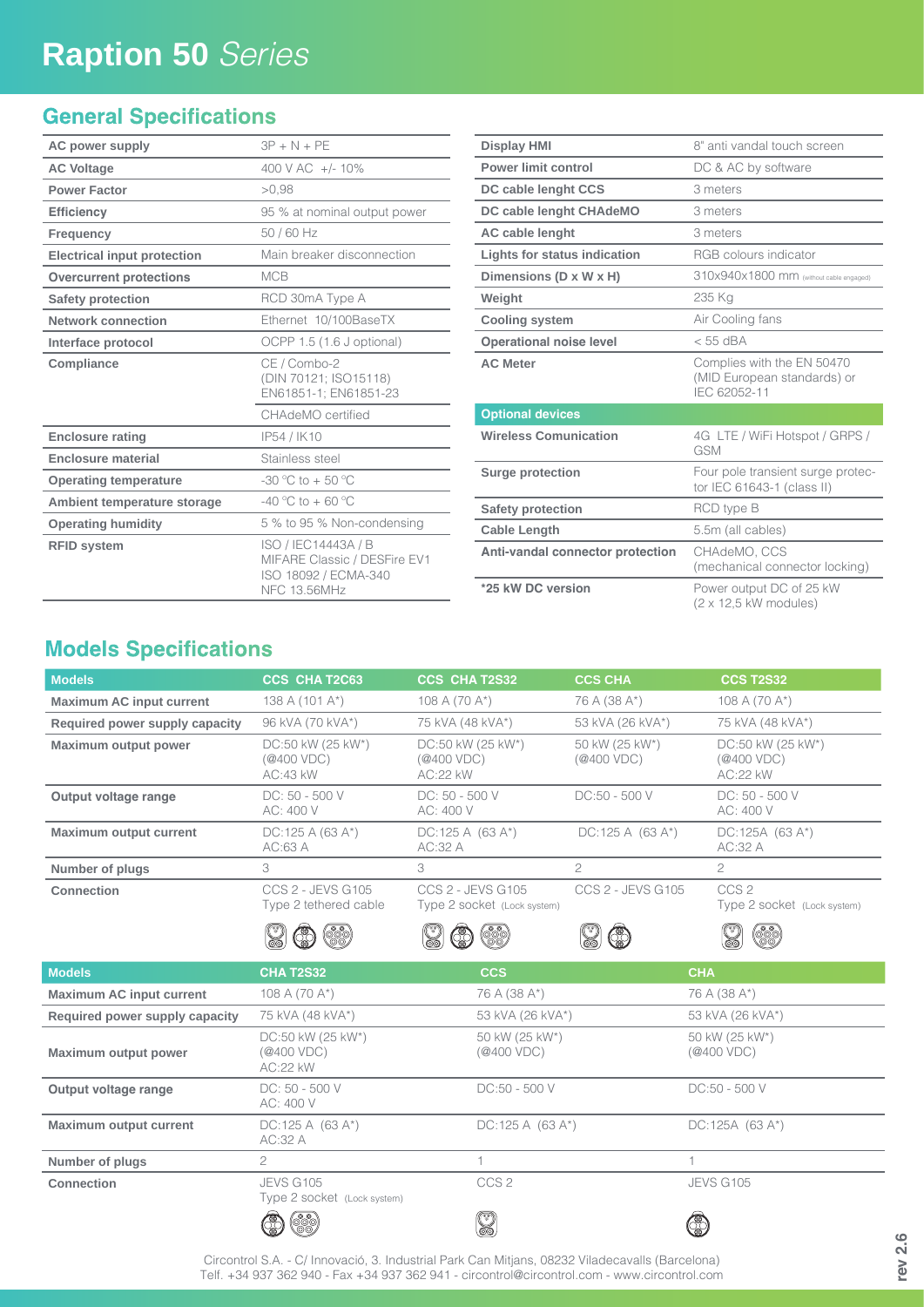# Raption 50 *Series*

## General Specifications

| | |
|---|---|
| **AC power supply** | 3P + N + PE |
| **AC Voltage** | 400 V AC +/- 10% |
| **Power Factor** | >0,98 |
| **Efficiency** | 95 % at nominal output power |
| **Frequency** | 50 / 60 Hz |
| **Electrical input protection** | Main breaker disconnection |
| **Overcurrent protections** | MCB |
| **Safety protection** | RCD 30mA Type A |
| **Network connection** | Ethernet 10/100BaseTX |
| **Interface protocol** | OCPP 1.5 (1.6 J optional) |
| **Compliance** | CE / Combo-2 (DIN 70121; ISO15118) EN61851-1; EN61851-23 |
| | CHAdeMO certified |
| **Enclosure rating** | IP54 / IK10 |
| **Enclosure material** | Stainless steel |
| **Operating temperature** | -30 °C to + 50 °C |
| **Ambient temperature storage** | -40 °C to + 60 °C |
| **Operating humidity** | 5 % to 95 % Non-condensing |
| **RFID system** | ISO / IEC14443A / B MIFARE Classic / DESFire EV1 ISO 18092 / ECMA-340 NFC 13.56MHz |

| | |
|---|---|
| **Display HMI** | 8" anti vandal touch screen |
| **Power limit control** | DC & AC by software |
| **DC cable lenght CCS** | 3 meters |
| **DC cable lenght CHAdeMO** | 3 meters |
| **AC cable lenght** | 3 meters |
| **Lights for status indication** | RGB colours indicator |
| **Dimensions (D x W x H)** | 310x940x1800 mm (without cable engaged) |
| **Weight** | 235 Kg |
| **Cooling system** | Air Cooling fans |
| **Operational noise level** | < 55 dBA |
| **AC Meter** | Complies with the EN 50470 (MID European standards) or IEC 62052-11 |
| **Optional devices** | |
| **Wireless Comunication** | 4G LTE / WiFi Hotspot / GRPS / GSM |
| **Surge protection** | Four pole transient surge protector IEC 61643-1 (class II) |
| **Safety protection** | RCD type B |
| **Cable Length** | 5.5m (all cables) |
| **Anti-vandal connector protection** | CHAdeMO, CCS (mechanical connector locking) |
| ***25 kW DC version** | Power output DC of 25 kW (2 x 12,5 kW modules) |

## Models Specifications

| **Models** | **CCS CHA T2C63** | **CCS CHA T2S32** | **CCS CHA** | **CCS T2S32** |
|---|---|---|---|---|
| **Maximum AC input current** | 138 A (101 A*) | 108 A (70 A*) | 76 A (38 A*) | 108 A (70 A*) |
| **Required power supply capacity** | 96 kVA (70 kVA*) | 75 kVA (48 kVA*) | 53 kVA (26 kVA*) | 75 kVA (48 kVA*) |
| **Maximum output power** | DC:50 kW (25 kW*) (@400 VDC) AC:43 kW | DC:50 kW (25 kW*) (@400 VDC) AC:22 kW | 50 kW (25 kW*) (@400 VDC) | DC:50 kW (25 kW*) (@400 VDC) AC:22 kW |
| **Output voltage range** | DC: 50 - 500 V AC: 400 V | DC: 50 - 500 V AC: 400 V | DC:50 - 500 V | DC: 50 - 500 V AC: 400 V |
| **Maximum output current** | DC:125 A (63 A*) AC:63 A | DC:125 A (63 A*) AC:32 A | DC:125 A (63 A*) | DC:125A (63 A*) AC:32 A |
| **Number of plugs** | 3 | 3 | 2 | 2 |
| **Connection** | CCS 2 - JEVS G105 Type 2 tethered cable | CCS 2 - JEVS G105 Type 2 socket (Lock system) | CCS 2 - JEVS G105 | CCS 2 Type 2 socket (Lock system) |

| **Models** | **CHA T2S32** | **CCS** | **CHA** |
|---|---|---|---|
| **Maximum AC input current** | 108 A (70 A*) | 76 A (38 A*) | 76 A (38 A*) |
| **Required power supply capacity** | 75 kVA (48 kVA*) | 53 kVA (26 kVA*) | 53 kVA (26 kVA*) |
| **Maximum output power** | DC:50 kW (25 kW*) (@400 VDC) AC:22 kW | 50 kW (25 kW*) (@400 VDC) | 50 kW (25 kW*) (@400 VDC) |
| **Output voltage range** | DC: 50 - 500 V AC: 400 V | DC:50 - 500 V | DC:50 - 500 V |
| **Maximum output current** | DC:125 A (63 A*) AC:32 A | DC:125 A (63 A*) | DC:125A (63 A*) |
| **Number of plugs** | 2 | 1 | 1 |
| **Connection** | JEVS G105 Type 2 socket (Lock system) | CCS 2 | JEVS G105 |

Circontrol S.A. - C/ Innovació, 3. Industrial Park Can Mitjans, 08232 Viladecavalls (Barcelona)
Telf. +34 937 362 940 - Fax +34 937 362 941 - circontrol@circontrol.com - www.circontrol.com

rev 2.6